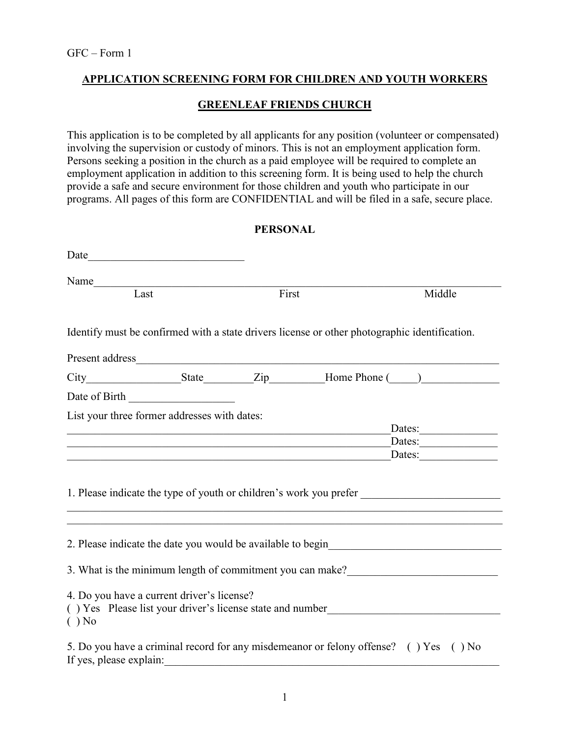GFC – Form 1

## APPLICATION SCREENING FORM FOR CHILDREN AND YOUTH WORKERS

## GREENLEAF FRIENDS CHURCH

This application is to be completed by all applicants for any position (volunteer or compensated) involving the supervision or custody of minors. This is not an employment application form. Persons seeking a position in the church as a paid employee will be required to complete an employment application in addition to this screening form. It is being used to help the church provide a safe and secure environment for those children and youth who participate in our programs. All pages of this form are CONFIDENTIAL and will be filed in a safe, secure place.

### PERSONAL

Date____________________________

Name____________________________________________________________________________
Last First Middle

Identify must be confirmed with a state drivers license or other photographic identification.

Present address______________________________________________________________

City________________State_________Zip_________Home Phone (_____)______________

Date of Birth ___________________

List your three former addresses with dates:

__________________________________________________________Dates:______________
__________________________________________________________Dates:______________
__________________________________________________________Dates:______________

1. Please indicate the type of youth or children's work you prefer _________________________
_______________________________________________________________________________
_______________________________________________________________________________

2. Please indicate the date you would be available to begin_______________________________

3. What is the minimum length of commitment you can make?___________________________

4. Do you have a current driver's license?
( ) Yes Please list your driver's license state and number_______________________________
( ) No

5. Do you have a criminal record for any misdemeanor or felony offense? ( ) Yes ( ) No
If yes, please explain:_______________________________________________________________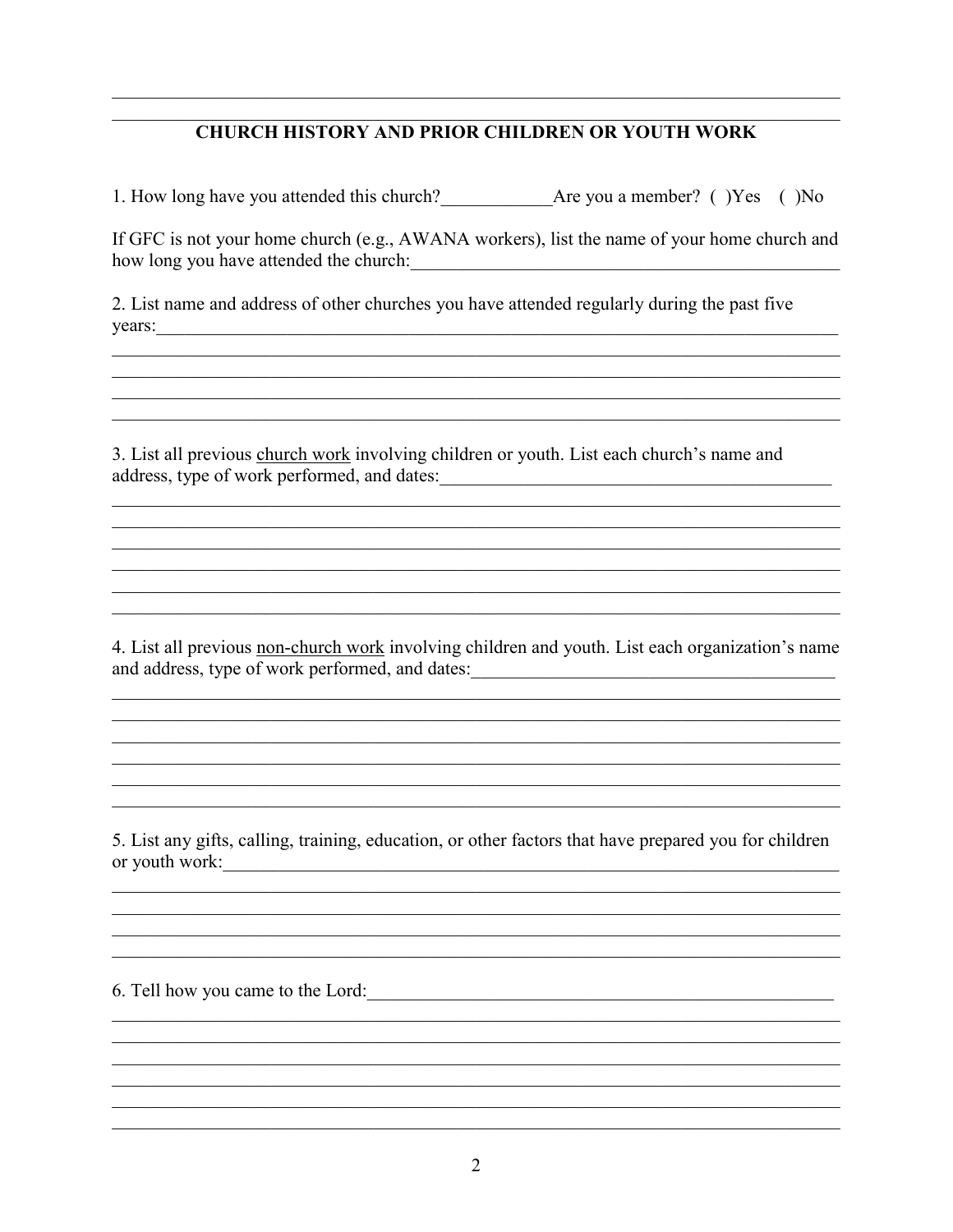## CHURCH HISTORY AND PRIOR CHILDREN OR YOUTH WORK

1. How long have you attended this church?____________Are you a member? ( )Yes ( )No

If GFC is not your home church (e.g., AWANA workers), list the name of your home church and how long you have attended the church:_______________________________________________

2. List name and address of other churches you have attended regularly during the past five years:_____________________________________________________________________________

3. List all previous church work involving children or youth. List each church's name and address, type of work performed, and dates:_____________________________________________

4. List all previous non-church work involving children and youth. List each organization's name and address, type of work performed, and dates:________________________________________

5. List any gifts, calling, training, education, or other factors that have prepared you for children or youth work:_____________________________________________________________________

6. Tell how you came to the Lord:___________________________________________________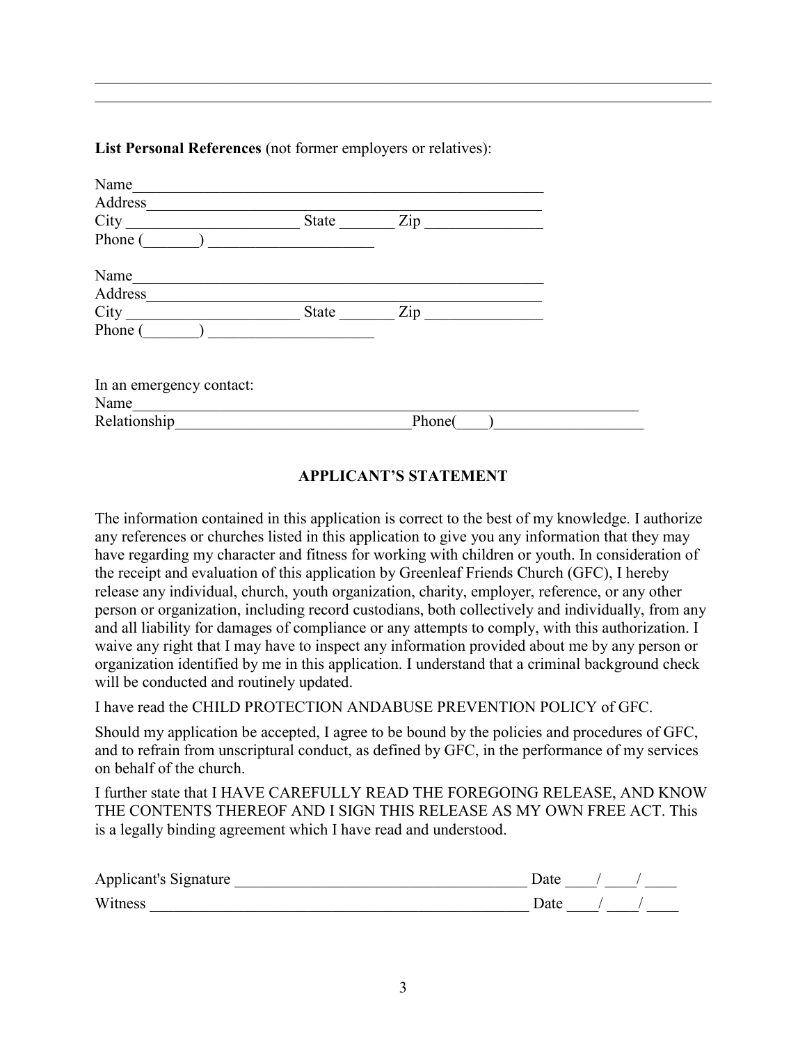\_\_\_\_\_\_\_\_\_\_\_\_\_\_\_\_\_\_\_\_\_\_\_\_\_\_\_\_\_\_\_\_\_\_\_\_\_\_\_\_\_\_\_\_\_\_\_\_\_\_\_\_\_\_\_\_\_\_\_\_\_\_\_\_\_\_\_\_\_\_\_\_\_\_\_\_\_\_

\_\_\_\_\_\_\_\_\_\_\_\_\_\_\_\_\_\_\_\_\_\_\_\_\_\_\_\_\_\_\_\_\_\_\_\_\_\_\_\_\_\_\_\_\_\_\_\_\_\_\_\_\_\_\_\_\_\_\_\_\_\_\_\_\_\_\_\_\_\_\_\_\_\_\_\_\_\_

**List Personal References** (not former employers or relatives):

Name\_\_\_\_\_\_\_\_\_\_\_\_\_\_\_\_\_\_\_\_\_\_\_\_\_\_\_\_\_\_\_\_\_\_\_\_\_\_\_\_\_\_\_\_\_\_\_\_\_\_\_\_
Address\_\_\_\_\_\_\_\_\_\_\_\_\_\_\_\_\_\_\_\_\_\_\_\_\_\_\_\_\_\_\_\_\_\_\_\_\_\_\_\_\_\_\_\_\_\_\_\_\_\_
City \_\_\_\_\_\_\_\_\_\_\_\_\_\_\_\_\_\_\_\_\_\_ State \_\_\_\_\_\_\_ Zip \_\_\_\_\_\_\_\_\_\_\_\_\_\_\_
Phone (\_\_\_\_\_\_\_) \_\_\_\_\_\_\_\_\_\_\_\_\_\_\_\_\_\_\_\_\_

Name\_\_\_\_\_\_\_\_\_\_\_\_\_\_\_\_\_\_\_\_\_\_\_\_\_\_\_\_\_\_\_\_\_\_\_\_\_\_\_\_\_\_\_\_\_\_\_\_\_\_\_\_
Address\_\_\_\_\_\_\_\_\_\_\_\_\_\_\_\_\_\_\_\_\_\_\_\_\_\_\_\_\_\_\_\_\_\_\_\_\_\_\_\_\_\_\_\_\_\_\_\_\_\_
City \_\_\_\_\_\_\_\_\_\_\_\_\_\_\_\_\_\_\_\_\_\_ State \_\_\_\_\_\_\_ Zip \_\_\_\_\_\_\_\_\_\_\_\_\_\_\_
Phone (\_\_\_\_\_\_\_) \_\_\_\_\_\_\_\_\_\_\_\_\_\_\_\_\_\_\_\_\_

In an emergency contact:
Name\_\_\_\_\_\_\_\_\_\_\_\_\_\_\_\_\_\_\_\_\_\_\_\_\_\_\_\_\_\_\_\_\_\_\_\_\_\_\_\_\_\_\_\_\_\_\_\_\_\_\_\_\_\_\_\_\_\_\_\_\_\_\_\_
Relationship\_\_\_\_\_\_\_\_\_\_\_\_\_\_\_\_\_\_\_\_\_\_\_\_\_\_\_\_\_\_Phone(\_\_\_\_)\_\_\_\_\_\_\_\_\_\_\_\_\_\_\_\_\_\_\_

## APPLICANT'S STATEMENT

The information contained in this application is correct to the best of my knowledge. I authorize any references or churches listed in this application to give you any information that they may have regarding my character and fitness for working with children or youth. In consideration of the receipt and evaluation of this application by Greenleaf Friends Church (GFC), I hereby release any individual, church, youth organization, charity, employer, reference, or any other person or organization, including record custodians, both collectively and individually, from any and all liability for damages of compliance or any attempts to comply, with this authorization. I waive any right that I may have to inspect any information provided about me by any person or organization identified by me in this application. I understand that a criminal background check will be conducted and routinely updated.

I have read the CHILD PROTECTION ANDABUSE PREVENTION POLICY of GFC.

Should my application be accepted, I agree to be bound by the policies and procedures of GFC, and to refrain from unscriptural conduct, as defined by GFC, in the performance of my services on behalf of the church.

I further state that I HAVE CAREFULLY READ THE FOREGOING RELEASE, AND KNOW THE CONTENTS THEREOF AND I SIGN THIS RELEASE AS MY OWN FREE ACT. This is a legally binding agreement which I have read and understood.

Applicant's Signature \_\_\_\_\_\_\_\_\_\_\_\_\_\_\_\_\_\_\_\_\_\_\_\_\_\_\_\_\_\_\_\_\_\_\_\_\_\_ Date \_\_\_\_/ \_\_\_\_/ \_\_\_\_
Witness \_\_\_\_\_\_\_\_\_\_\_\_\_\_\_\_\_\_\_\_\_\_\_\_\_\_\_\_\_\_\_\_\_\_\_\_\_\_\_\_\_\_\_\_\_\_\_\_\_\_ Date \_\_\_\_/ \_\_\_\_/ \_\_\_\_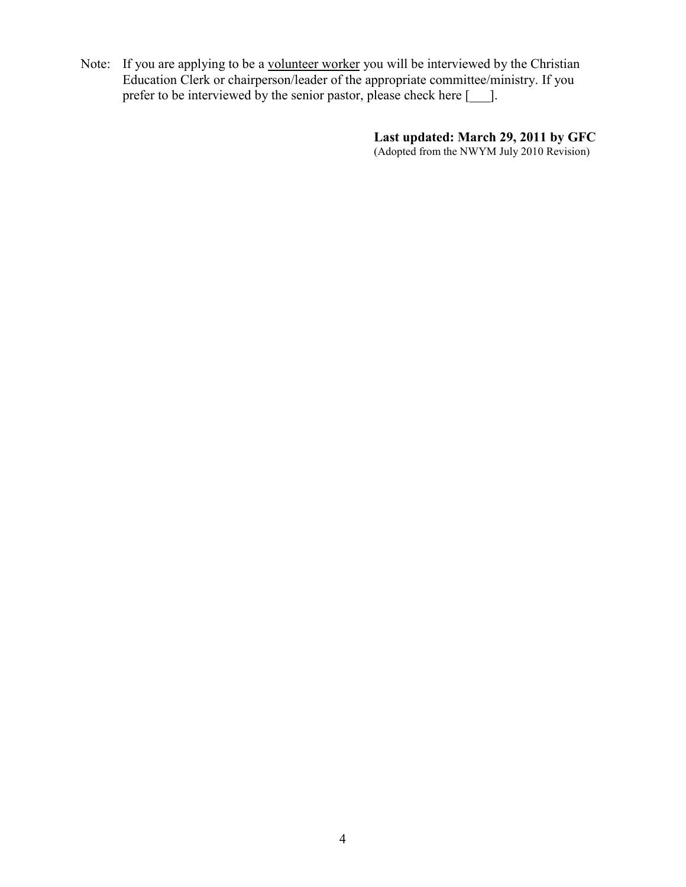Note: If you are applying to be a volunteer worker you will be interviewed by the Christian Education Clerk or chairperson/leader of the appropriate committee/ministry. If you prefer to be interviewed by the senior pastor, please check here [___].

**Last updated: March 29, 2011 by GFC**
(Adopted from the NWYM July 2010 Revision)